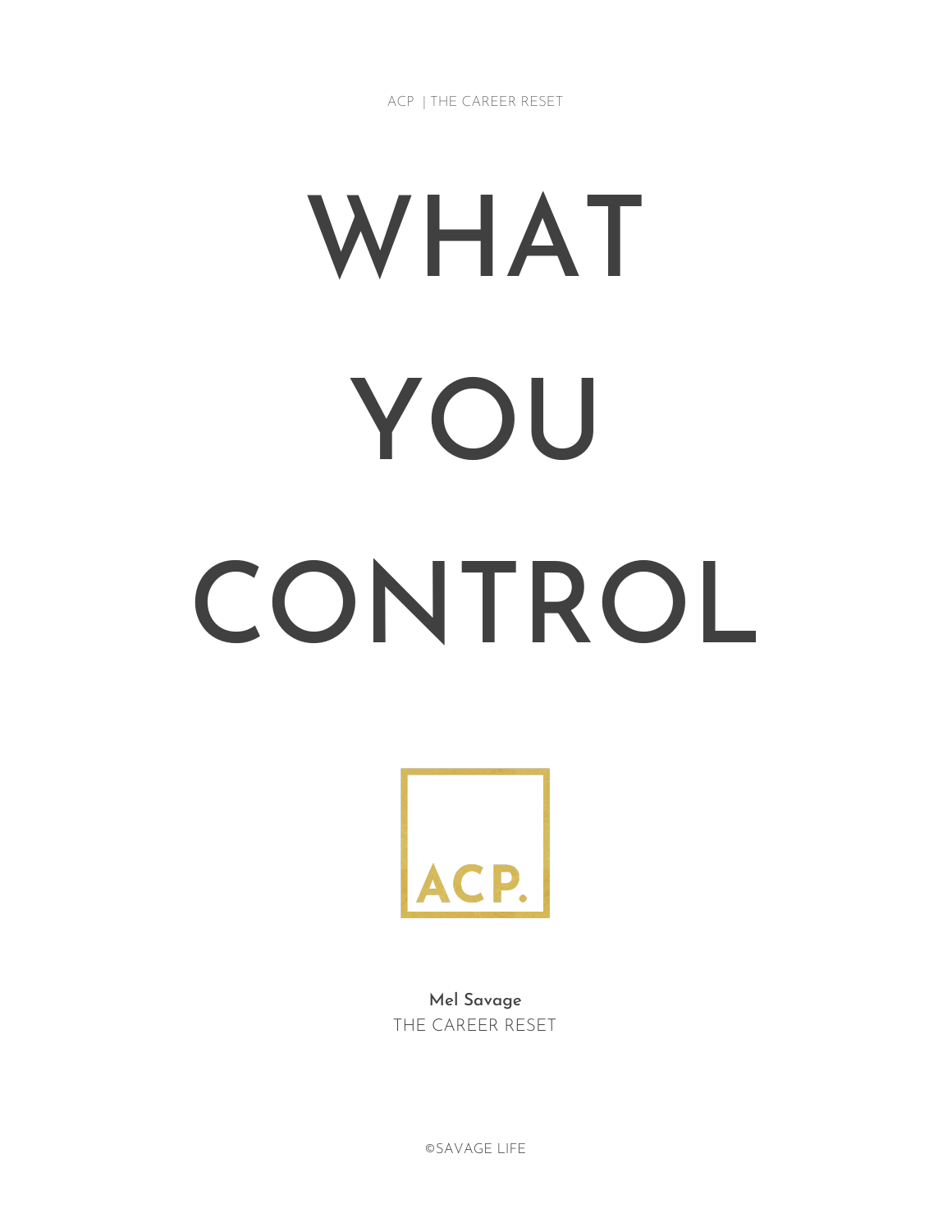ACP | THE CAREER RESET

# WHAT YOU CONTROL

ACP.

**Mel Savage**
THE CAREER RESET

©SAVAGE LIFE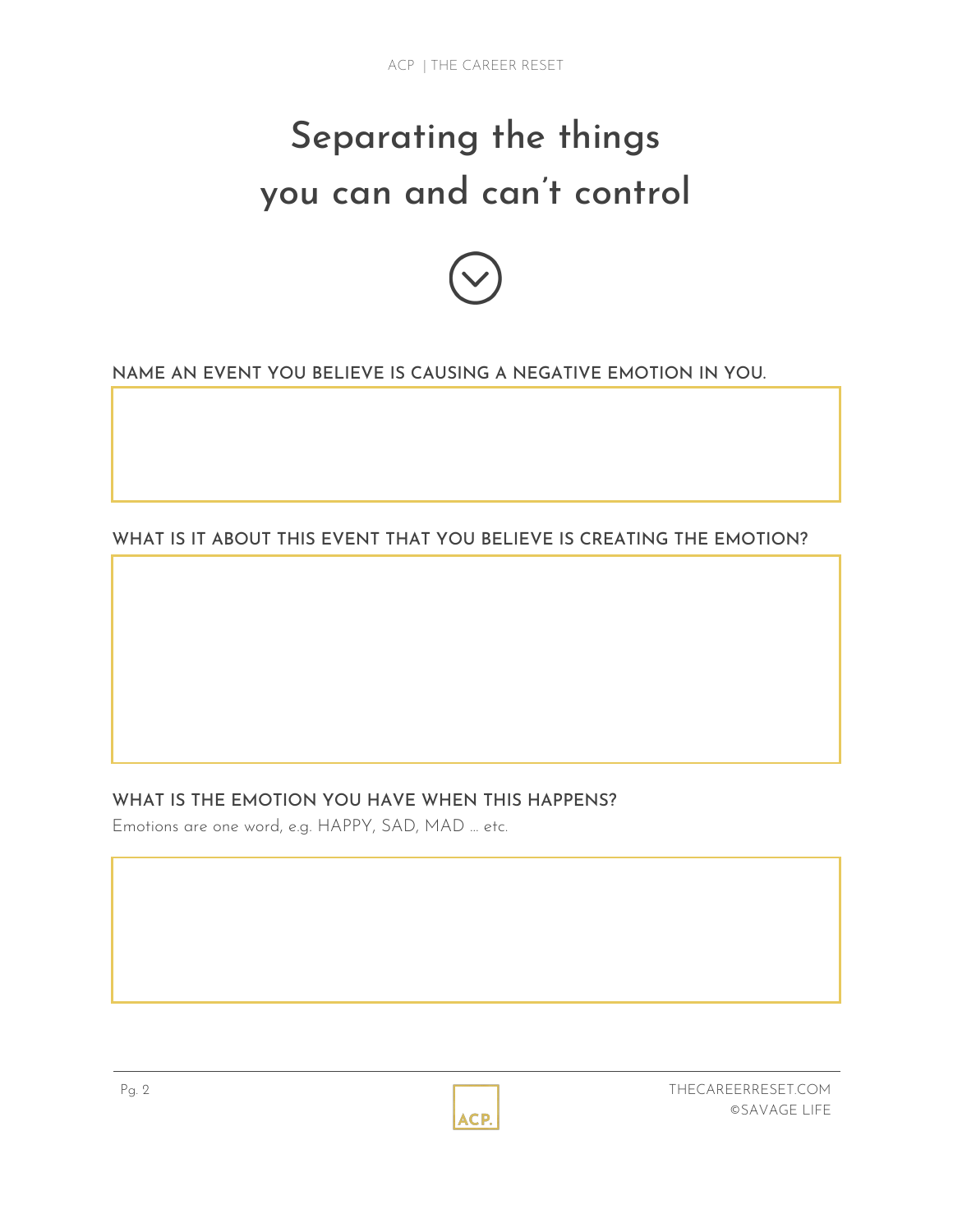# Separating the things you can and can't control

**NAME AN EVENT YOU BELIEVE IS CAUSING A NEGATIVE EMOTION IN YOU.**

**WHAT IS IT ABOUT THIS EVENT THAT YOU BELIEVE IS CREATING THE EMOTION?**

**WHAT IS THE EMOTION YOU HAVE WHEN THIS HAPPENS?**

Emotions are one word, e.g. HAPPY, SAD, MAD … etc.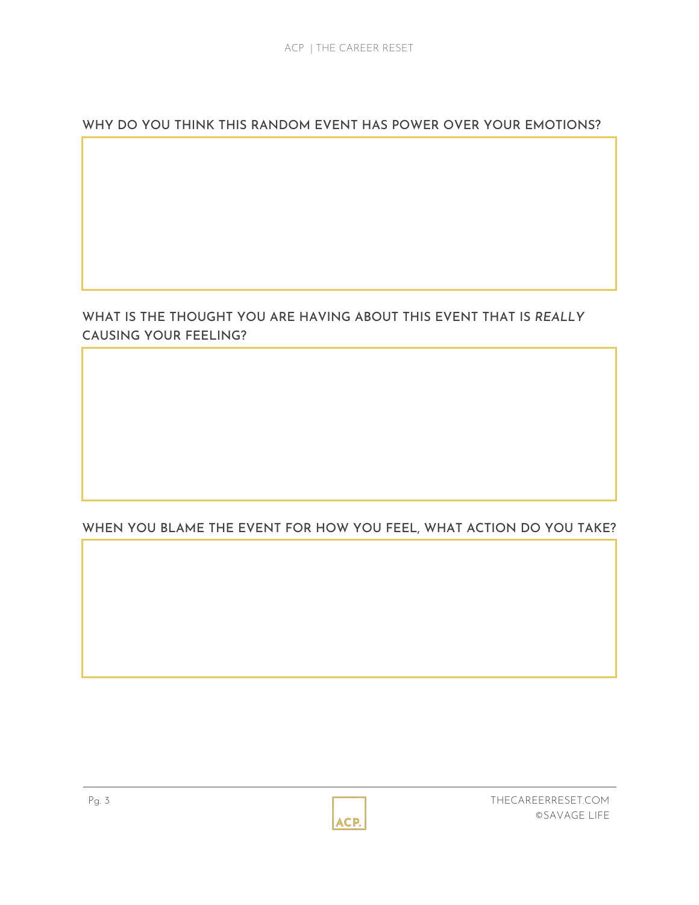## WHY DO YOU THINK THIS RANDOM EVENT HAS POWER OVER YOUR EMOTIONS?

## WHAT IS THE THOUGHT YOU ARE HAVING ABOUT THIS EVENT THAT IS *REALLY* CAUSING YOUR FEELING?

## WHEN YOU BLAME THE EVENT FOR HOW YOU FEEL, WHAT ACTION DO YOU TAKE?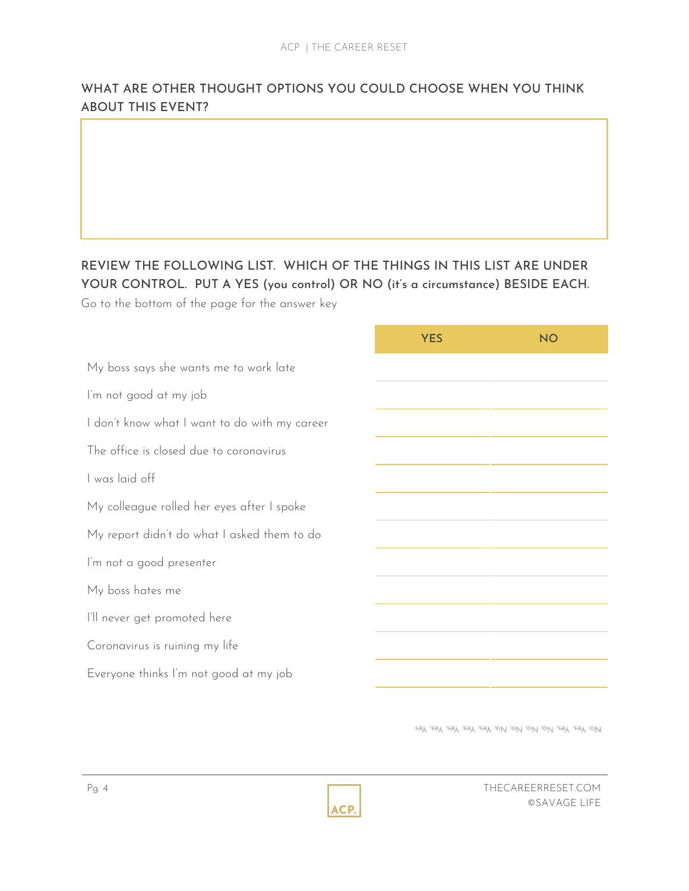## WHAT ARE OTHER THOUGHT OPTIONS YOU COULD CHOOSE WHEN YOU THINK ABOUT THIS EVENT?

## REVIEW THE FOLLOWING LIST. WHICH OF THE THINGS IN THIS LIST ARE UNDER YOUR CONTROL. PUT A YES (you control) OR NO (it's a circumstance) BESIDE EACH.

Go to the bottom of the page for the answer key

| | YES | NO |
|---|---|---|
| My boss says she wants me to work late | | |
| I'm not good at my job | | |
| I don't know what I want to do with my career | | |
| The office is closed due to coronavirus | | |
| I was laid off | | |
| My colleague rolled her eyes after I spoke | | |
| My report didn't do what I asked them to do | | |
| I'm not a good presenter | | |
| My boss hates me | | |
| I'll never get promoted here | | |
| Coronavirus is ruining my life | | |
| Everyone thinks I'm not good at my job | | |

No; Yes; Yes; No; No; No; No; Yes; Yes; Yes; Yes; Yes